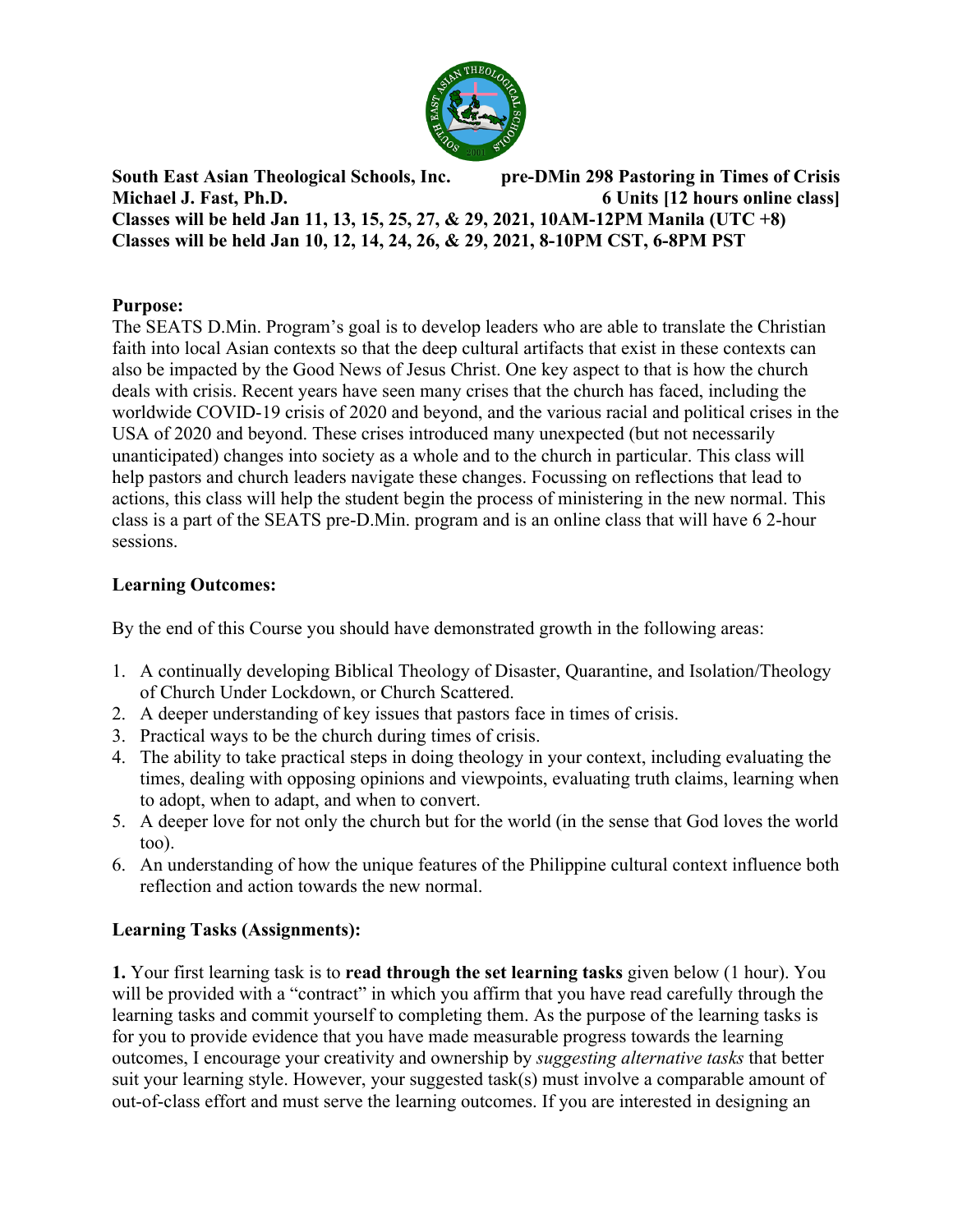**South East Asian Theological Schools, Inc.** **pre-DMin 298 Pastoring in Times of Crisis**
**Michael J. Fast, Ph.D.** **6 Units [12 hours online class]**
**Classes will be held Jan 11, 13, 15, 25, 27, & 29, 2021, 10AM-12PM Manila (UTC +8)**
**Classes will be held Jan 10, 12, 14, 24, 26, & 29, 2021, 8-10PM CST, 6-8PM PST**

**Purpose:**

The SEATS D.Min. Program's goal is to develop leaders who are able to translate the Christian faith into local Asian contexts so that the deep cultural artifacts that exist in these contexts can also be impacted by the Good News of Jesus Christ. One key aspect to that is how the church deals with crisis. Recent years have seen many crises that the church has faced, including the worldwide COVID-19 crisis of 2020 and beyond, and the various racial and political crises in the USA of 2020 and beyond. These crises introduced many unexpected (but not necessarily unanticipated) changes into society as a whole and to the church in particular. This class will help pastors and church leaders navigate these changes. Focussing on reflections that lead to actions, this class will help the student begin the process of ministering in the new normal. This class is a part of the SEATS pre-D.Min. program and is an online class that will have 6 2-hour sessions.

**Learning Outcomes:**

By the end of this Course you should have demonstrated growth in the following areas:

1. A continually developing Biblical Theology of Disaster, Quarantine, and Isolation/Theology of Church Under Lockdown, or Church Scattered.
2. A deeper understanding of key issues that pastors face in times of crisis.
3. Practical ways to be the church during times of crisis.
4. The ability to take practical steps in doing theology in your context, including evaluating the times, dealing with opposing opinions and viewpoints, evaluating truth claims, learning when to adopt, when to adapt, and when to convert.
5. A deeper love for not only the church but for the world (in the sense that God loves the world too).
6. An understanding of how the unique features of the Philippine cultural context influence both reflection and action towards the new normal.

**Learning Tasks (Assignments):**

**1.** Your first learning task is to **read through the set learning tasks** given below (1 hour). You will be provided with a "contract" in which you affirm that you have read carefully through the learning tasks and commit yourself to completing them. As the purpose of the learning tasks is for you to provide evidence that you have made measurable progress towards the learning outcomes, I encourage your creativity and ownership by *suggesting alternative tasks* that better suit your learning style. However, your suggested task(s) must involve a comparable amount of out-of-class effort and must serve the learning outcomes. If you are interested in designing an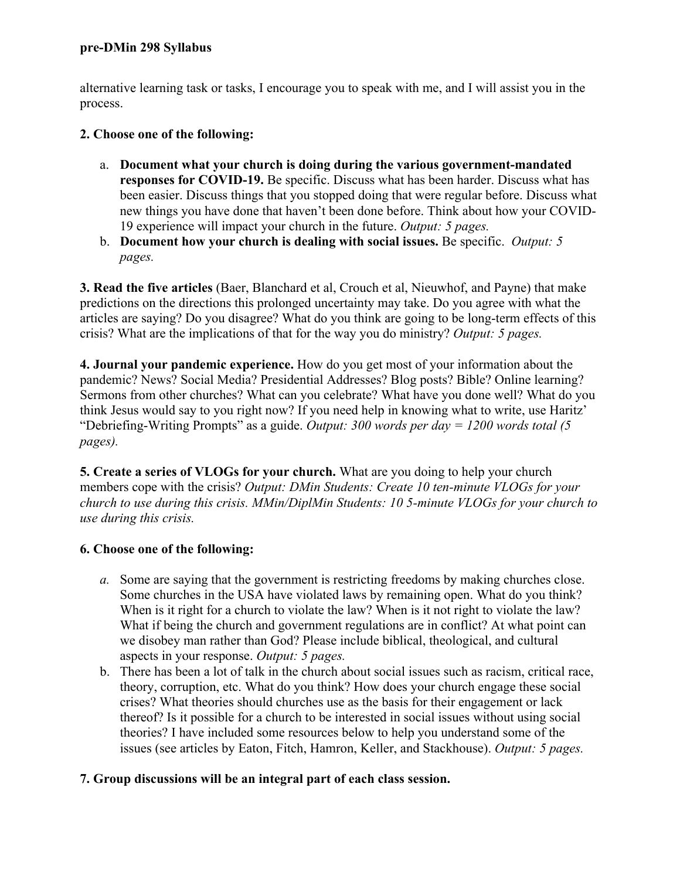alternative learning task or tasks, I encourage you to speak with me, and I will assist you in the process.

**2. Choose one of the following:**

a. **Document what your church is doing during the various government-mandated responses for COVID-19.** Be specific. Discuss what has been harder. Discuss what has been easier. Discuss things that you stopped doing that were regular before. Discuss what new things you have done that haven't been done before. Think about how your COVID-19 experience will impact your church in the future. *Output: 5 pages.*
b. **Document how your church is dealing with social issues.** Be specific. *Output: 5 pages.*

**3. Read the five articles** (Baer, Blanchard et al, Crouch et al, Nieuwhof, and Payne) that make predictions on the directions this prolonged uncertainty may take. Do you agree with what the articles are saying? Do you disagree? What do you think are going to be long-term effects of this crisis? What are the implications of that for the way you do ministry? *Output: 5 pages.*

**4. Journal your pandemic experience.** How do you get most of your information about the pandemic? News? Social Media? Presidential Addresses? Blog posts? Bible? Online learning? Sermons from other churches? What can you celebrate? What have you done well? What do you think Jesus would say to you right now? If you need help in knowing what to write, use Haritz' "Debriefing-Writing Prompts" as a guide. *Output: 300 words per day = 1200 words total (5 pages).*

**5. Create a series of VLOGs for your church.** What are you doing to help your church members cope with the crisis? *Output: DMin Students: Create 10 ten-minute VLOGs for your church to use during this crisis. MMin/DiplMin Students: 10 5-minute VLOGs for your church to use during this crisis.*

**6. Choose one of the following:**

*a.* Some are saying that the government is restricting freedoms by making churches close. Some churches in the USA have violated laws by remaining open. What do you think? When is it right for a church to violate the law? When is it not right to violate the law? What if being the church and government regulations are in conflict? At what point can we disobey man rather than God? Please include biblical, theological, and cultural aspects in your response. *Output: 5 pages.*
b. There has been a lot of talk in the church about social issues such as racism, critical race, theory, corruption, etc. What do you think? How does your church engage these social crises? What theories should churches use as the basis for their engagement or lack thereof? Is it possible for a church to be interested in social issues without using social theories? I have included some resources below to help you understand some of the issues (see articles by Eaton, Fitch, Hamron, Keller, and Stackhouse). *Output: 5 pages.*

**7. Group discussions will be an integral part of each class session.**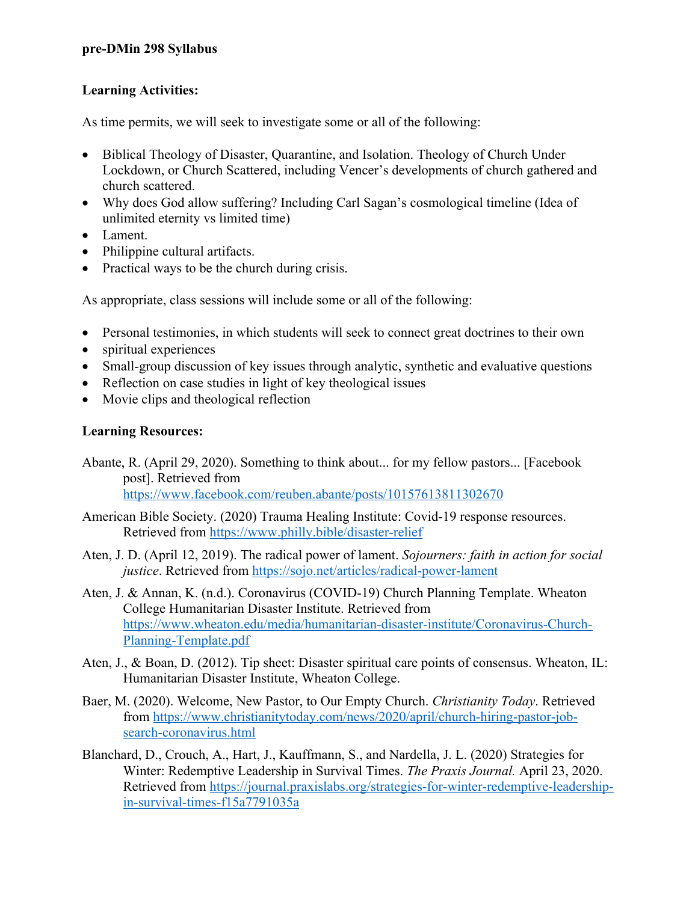**pre-DMin 298 Syllabus**

**Learning Activities:**

As time permits, we will seek to investigate some or all of the following:

- Biblical Theology of Disaster, Quarantine, and Isolation. Theology of Church Under Lockdown, or Church Scattered, including Vencer's developments of church gathered and church scattered.
- Why does God allow suffering? Including Carl Sagan's cosmological timeline (Idea of unlimited eternity vs limited time)
- Lament.
- Philippine cultural artifacts.
- Practical ways to be the church during crisis.

As appropriate, class sessions will include some or all of the following:

- Personal testimonies, in which students will seek to connect great doctrines to their own
- spiritual experiences
- Small-group discussion of key issues through analytic, synthetic and evaluative questions
- Reflection on case studies in light of key theological issues
- Movie clips and theological reflection

**Learning Resources:**

Abante, R. (April 29, 2020). Something to think about... for my fellow pastors... [Facebook post]. Retrieved from https://www.facebook.com/reuben.abante/posts/10157613811302670

American Bible Society. (2020) Trauma Healing Institute: Covid-19 response resources. Retrieved from https://www.philly.bible/disaster-relief

Aten, J. D. (April 12, 2019). The radical power of lament. *Sojourners: faith in action for social justice*. Retrieved from https://sojo.net/articles/radical-power-lament

Aten, J. & Annan, K. (n.d.). Coronavirus (COVID-19) Church Planning Template. Wheaton College Humanitarian Disaster Institute. Retrieved from https://www.wheaton.edu/media/humanitarian-disaster-institute/Coronavirus-Church-Planning-Template.pdf

Aten, J., & Boan, D. (2012). Tip sheet: Disaster spiritual care points of consensus. Wheaton, IL: Humanitarian Disaster Institute, Wheaton College.

Baer, M. (2020). Welcome, New Pastor, to Our Empty Church. *Christianity Today*. Retrieved from https://www.christianitytoday.com/news/2020/april/church-hiring-pastor-job-search-coronavirus.html

Blanchard, D., Crouch, A., Hart, J., Kauffmann, S., and Nardella, J. L. (2020) Strategies for Winter: Redemptive Leadership in Survival Times. *The Praxis Journal.* April 23, 2020. Retrieved from https://journal.praxislabs.org/strategies-for-winter-redemptive-leadership-in-survival-times-f15a7791035a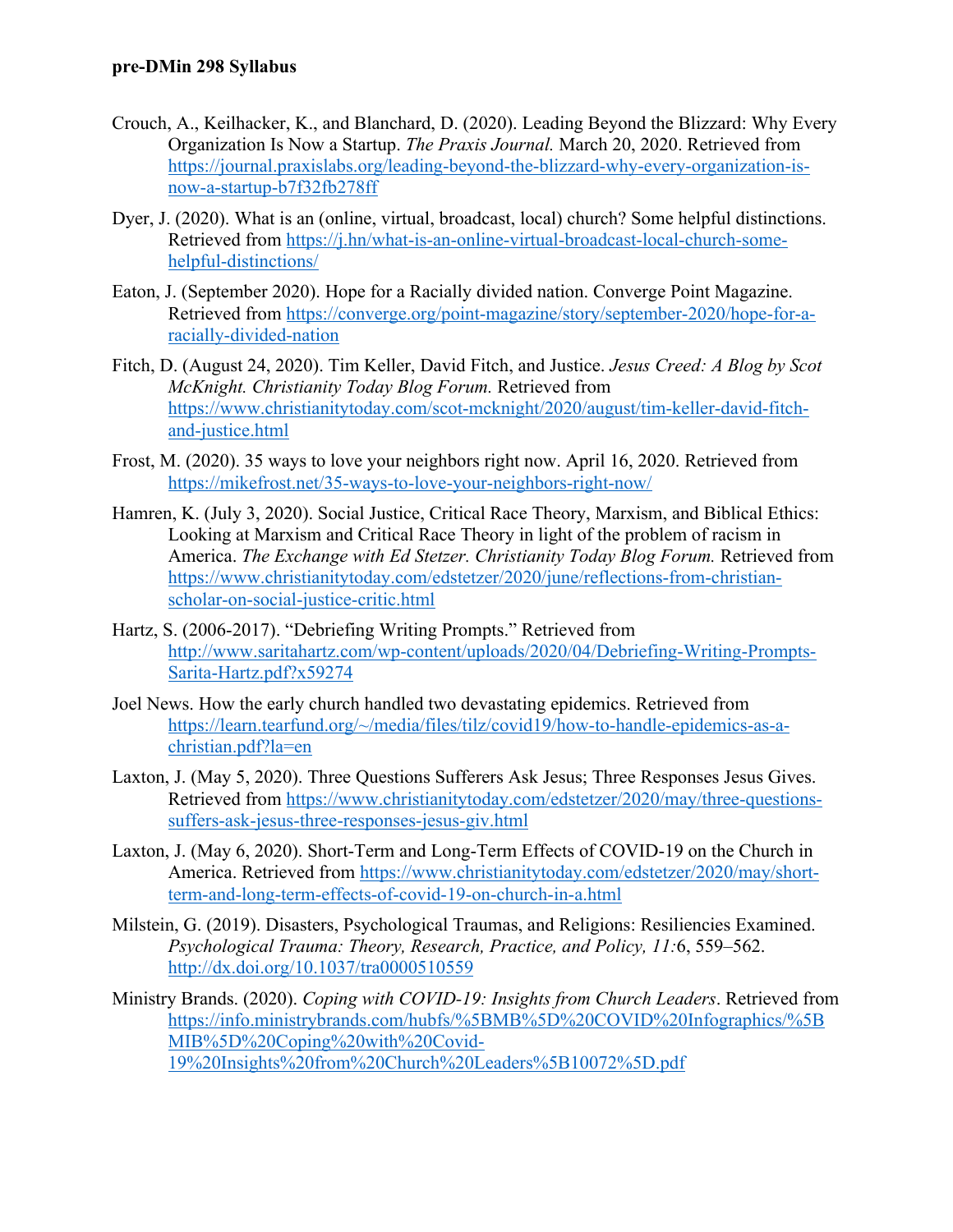Crouch, A., Keilhacker, K., and Blanchard, D. (2020). Leading Beyond the Blizzard: Why Every Organization Is Now a Startup. *The Praxis Journal.* March 20, 2020. Retrieved from https://journal.praxislabs.org/leading-beyond-the-blizzard-why-every-organization-is-now-a-startup-b7f32fb278ff

Dyer, J. (2020). What is an (online, virtual, broadcast, local) church? Some helpful distinctions. Retrieved from https://j.hn/what-is-an-online-virtual-broadcast-local-church-some-helpful-distinctions/

Eaton, J. (September 2020). Hope for a Racially divided nation. Converge Point Magazine. Retrieved from https://converge.org/point-magazine/story/september-2020/hope-for-a-racially-divided-nation

Fitch, D. (August 24, 2020). Tim Keller, David Fitch, and Justice. *Jesus Creed: A Blog by Scot McKnight. Christianity Today Blog Forum.* Retrieved from https://www.christianitytoday.com/scot-mcknight/2020/august/tim-keller-david-fitch-and-justice.html

Frost, M. (2020). 35 ways to love your neighbors right now. April 16, 2020. Retrieved from https://mikefrost.net/35-ways-to-love-your-neighbors-right-now/

Hamren, K. (July 3, 2020). Social Justice, Critical Race Theory, Marxism, and Biblical Ethics: Looking at Marxism and Critical Race Theory in light of the problem of racism in America. *The Exchange with Ed Stetzer. Christianity Today Blog Forum.* Retrieved from https://www.christianitytoday.com/edstetzer/2020/june/reflections-from-christian-scholar-on-social-justice-critic.html

Hartz, S. (2006-2017). "Debriefing Writing Prompts." Retrieved from http://www.saritahartz.com/wp-content/uploads/2020/04/Debriefing-Writing-Prompts-Sarita-Hartz.pdf?x59274

Joel News. How the early church handled two devastating epidemics. Retrieved from https://learn.tearfund.org/~/media/files/tilz/covid19/how-to-handle-epidemics-as-a-christian.pdf?la=en

Laxton, J. (May 5, 2020). Three Questions Sufferers Ask Jesus; Three Responses Jesus Gives. Retrieved from https://www.christianitytoday.com/edstetzer/2020/may/three-questions-suffers-ask-jesus-three-responses-jesus-giv.html

Laxton, J. (May 6, 2020). Short-Term and Long-Term Effects of COVID-19 on the Church in America. Retrieved from https://www.christianitytoday.com/edstetzer/2020/may/short-term-and-long-term-effects-of-covid-19-on-church-in-a.html

Milstein, G. (2019). Disasters, Psychological Traumas, and Religions: Resiliencies Examined. *Psychological Trauma: Theory, Research, Practice, and Policy, 11:*6, 559–562. http://dx.doi.org/10.1037/tra0000510559

Ministry Brands. (2020). *Coping with COVID-19: Insights from Church Leaders*. Retrieved from https://info.ministrybrands.com/hubfs/%5BMB%5D%20COVID%20Infographics/%5BMIB%5D%20Coping%20with%20Covid-19%20Insights%20from%20Church%20Leaders%5B10072%5D.pdf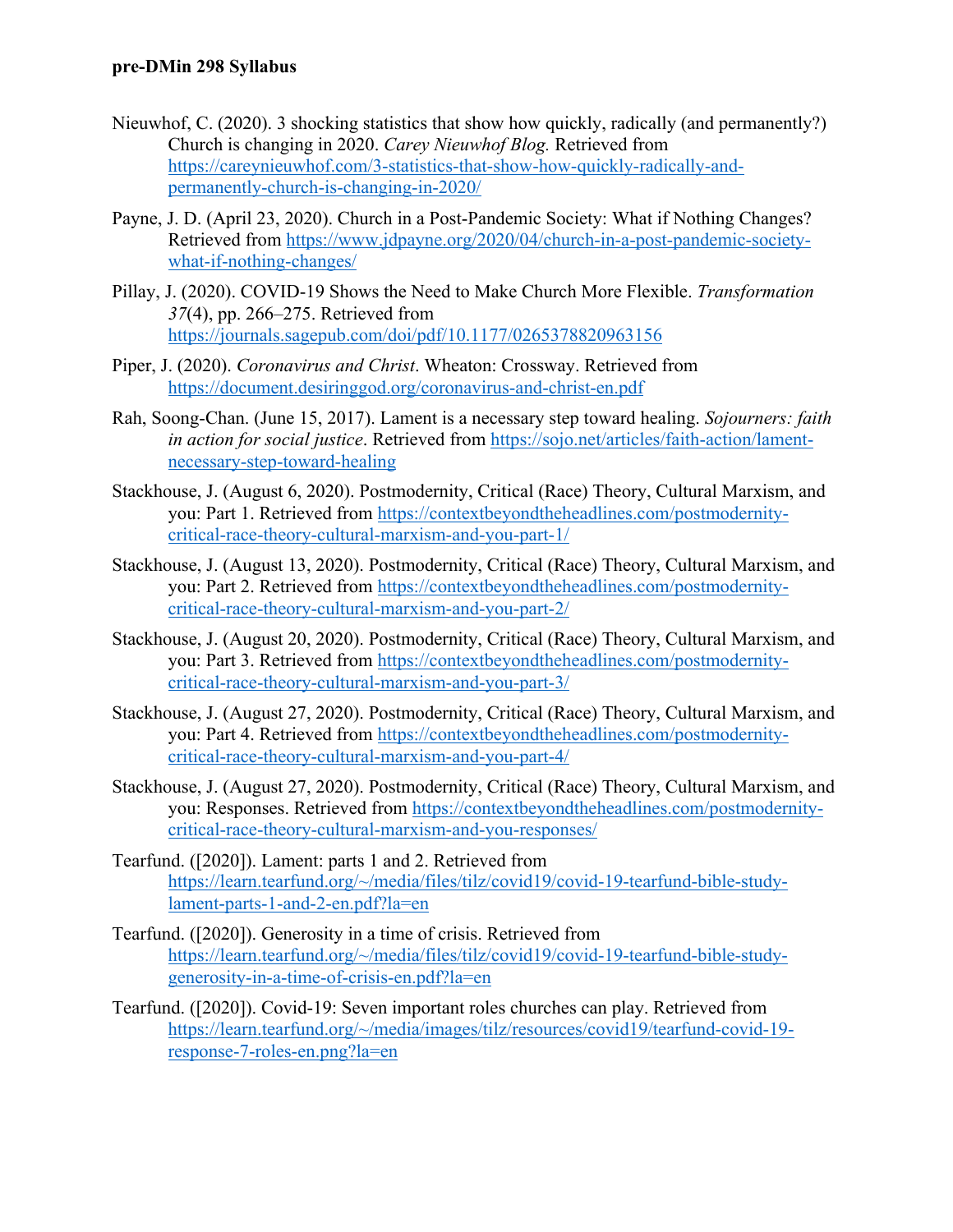Nieuwhof, C. (2020). 3 shocking statistics that show how quickly, radically (and permanently?) Church is changing in 2020. *Carey Nieuwhof Blog.* Retrieved from https://careynieuwhof.com/3-statistics-that-show-how-quickly-radically-and-permanently-church-is-changing-in-2020/

Payne, J. D. (April 23, 2020). Church in a Post-Pandemic Society: What if Nothing Changes? Retrieved from https://www.jdpayne.org/2020/04/church-in-a-post-pandemic-society-what-if-nothing-changes/

Pillay, J. (2020). COVID-19 Shows the Need to Make Church More Flexible. *Transformation 37*(4), pp. 266–275. Retrieved from https://journals.sagepub.com/doi/pdf/10.1177/0265378820963156

Piper, J. (2020). *Coronavirus and Christ*. Wheaton: Crossway. Retrieved from https://document.desiringgod.org/coronavirus-and-christ-en.pdf

Rah, Soong-Chan. (June 15, 2017). Lament is a necessary step toward healing. *Sojourners: faith in action for social justice*. Retrieved from https://sojo.net/articles/faith-action/lament-necessary-step-toward-healing

Stackhouse, J. (August 6, 2020). Postmodernity, Critical (Race) Theory, Cultural Marxism, and you: Part 1. Retrieved from https://contextbeyondtheheadlines.com/postmodernity-critical-race-theory-cultural-marxism-and-you-part-1/

Stackhouse, J. (August 13, 2020). Postmodernity, Critical (Race) Theory, Cultural Marxism, and you: Part 2. Retrieved from https://contextbeyondtheheadlines.com/postmodernity-critical-race-theory-cultural-marxism-and-you-part-2/

Stackhouse, J. (August 20, 2020). Postmodernity, Critical (Race) Theory, Cultural Marxism, and you: Part 3. Retrieved from https://contextbeyondtheheadlines.com/postmodernity-critical-race-theory-cultural-marxism-and-you-part-3/

Stackhouse, J. (August 27, 2020). Postmodernity, Critical (Race) Theory, Cultural Marxism, and you: Part 4. Retrieved from https://contextbeyondtheheadlines.com/postmodernity-critical-race-theory-cultural-marxism-and-you-part-4/

Stackhouse, J. (August 27, 2020). Postmodernity, Critical (Race) Theory, Cultural Marxism, and you: Responses. Retrieved from https://contextbeyondtheheadlines.com/postmodernity-critical-race-theory-cultural-marxism-and-you-responses/

Tearfund. ([2020]). Lament: parts 1 and 2. Retrieved from https://learn.tearfund.org/~/media/files/tilz/covid19/covid-19-tearfund-bible-study-lament-parts-1-and-2-en.pdf?la=en

Tearfund. ([2020]). Generosity in a time of crisis. Retrieved from https://learn.tearfund.org/~/media/files/tilz/covid19/covid-19-tearfund-bible-study-generosity-in-a-time-of-crisis-en.pdf?la=en

Tearfund. ([2020]). Covid-19: Seven important roles churches can play. Retrieved from https://learn.tearfund.org/~/media/images/tilz/resources/covid19/tearfund-covid-19-response-7-roles-en.png?la=en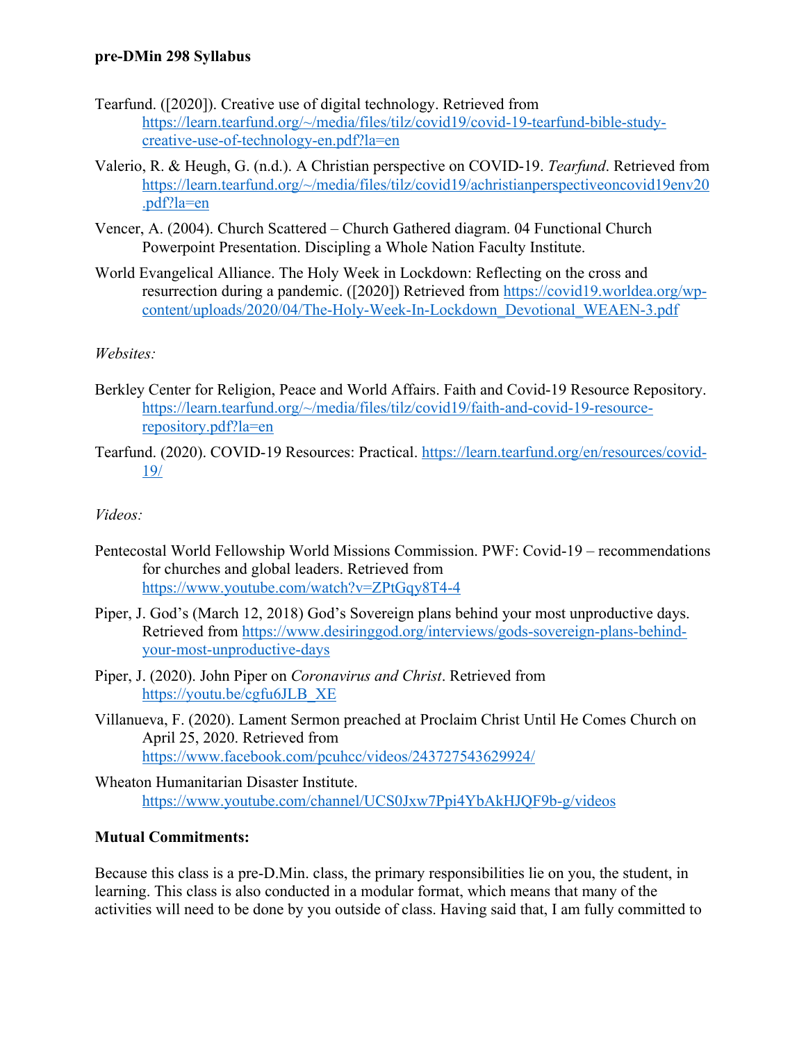Tearfund. ([2020]). Creative use of digital technology. Retrieved from https://learn.tearfund.org/~/media/files/tilz/covid19/covid-19-tearfund-bible-study-creative-use-of-technology-en.pdf?la=en

Valerio, R. & Heugh, G. (n.d.). A Christian perspective on COVID-19. *Tearfund*. Retrieved from https://learn.tearfund.org/~/media/files/tilz/covid19/achristianperspectiveoncovid19env20.pdf?la=en

Vencer, A. (2004). Church Scattered – Church Gathered diagram. 04 Functional Church Powerpoint Presentation. Discipling a Whole Nation Faculty Institute.

World Evangelical Alliance. The Holy Week in Lockdown: Reflecting on the cross and resurrection during a pandemic. ([2020]) Retrieved from https://covid19.worldea.org/wp-content/uploads/2020/04/The-Holy-Week-In-Lockdown_Devotional_WEAEN-3.pdf

*Websites:*

Berkley Center for Religion, Peace and World Affairs. Faith and Covid-19 Resource Repository. https://learn.tearfund.org/~/media/files/tilz/covid19/faith-and-covid-19-resource-repository.pdf?la=en

Tearfund. (2020). COVID-19 Resources: Practical. https://learn.tearfund.org/en/resources/covid-19/

*Videos:*

Pentecostal World Fellowship World Missions Commission. PWF: Covid-19 – recommendations for churches and global leaders. Retrieved from https://www.youtube.com/watch?v=ZPtGqy8T4-4

Piper, J. God's (March 12, 2018) God's Sovereign plans behind your most unproductive days. Retrieved from https://www.desiringgod.org/interviews/gods-sovereign-plans-behind-your-most-unproductive-days

Piper, J. (2020). John Piper on *Coronavirus and Christ*. Retrieved from https://youtu.be/cgfu6JLB_XE

Villanueva, F. (2020). Lament Sermon preached at Proclaim Christ Until He Comes Church on April 25, 2020. Retrieved from https://www.facebook.com/pcuhcc/videos/243727543629924/

Wheaton Humanitarian Disaster Institute. https://www.youtube.com/channel/UCS0Jxw7Ppi4YbAkHJQF9b-g/videos

**Mutual Commitments:**

Because this class is a pre-D.Min. class, the primary responsibilities lie on you, the student, in learning. This class is also conducted in a modular format, which means that many of the activities will need to be done by you outside of class. Having said that, I am fully committed to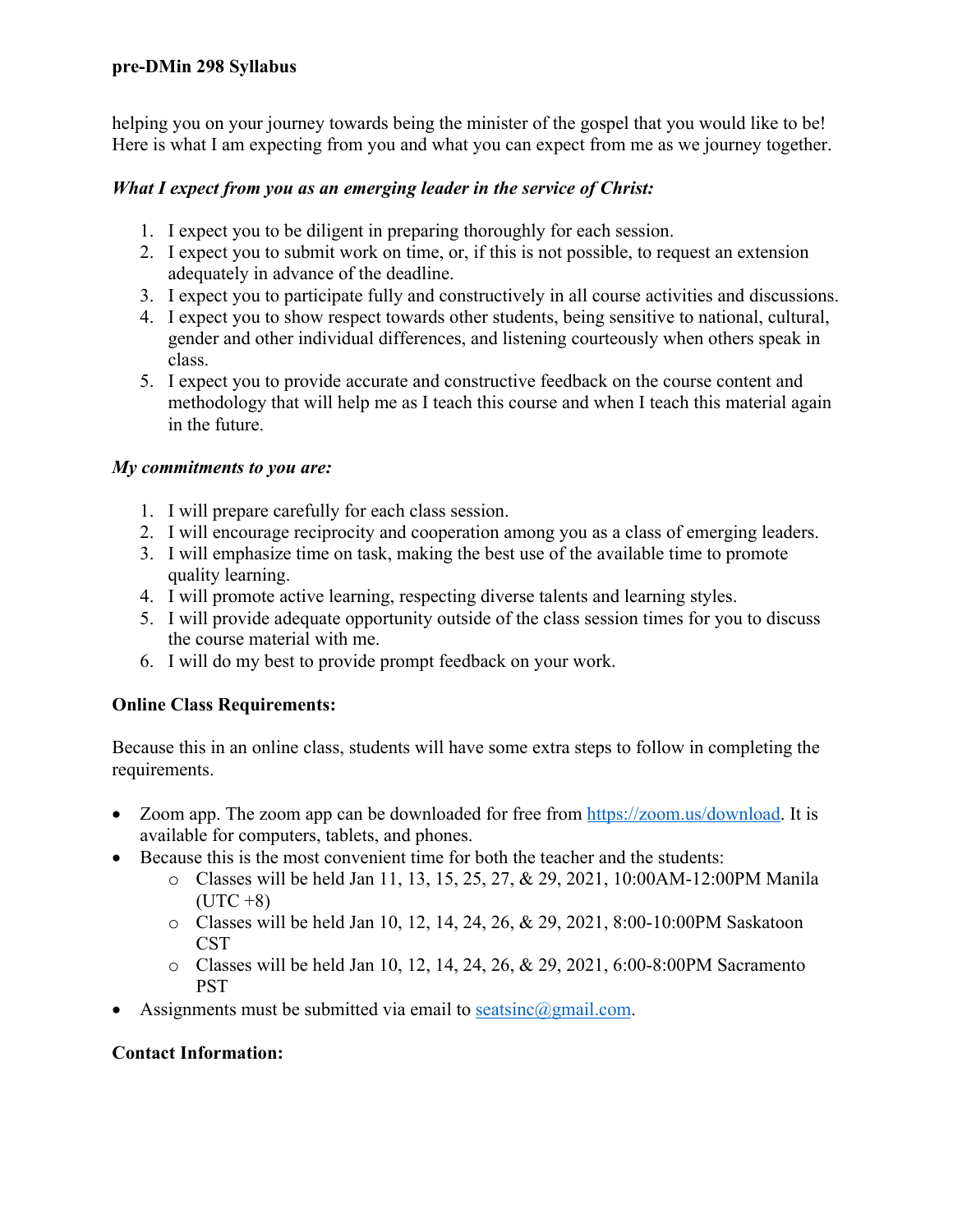helping you on your journey towards being the minister of the gospel that you would like to be! Here is what I am expecting from you and what you can expect from me as we journey together.

***What I expect from you as an emerging leader in the service of Christ:***

1. I expect you to be diligent in preparing thoroughly for each session.
2. I expect you to submit work on time, or, if this is not possible, to request an extension adequately in advance of the deadline.
3. I expect you to participate fully and constructively in all course activities and discussions.
4. I expect you to show respect towards other students, being sensitive to national, cultural, gender and other individual differences, and listening courteously when others speak in class.
5. I expect you to provide accurate and constructive feedback on the course content and methodology that will help me as I teach this course and when I teach this material again in the future.

***My commitments to you are:***

1. I will prepare carefully for each class session.
2. I will encourage reciprocity and cooperation among you as a class of emerging leaders.
3. I will emphasize time on task, making the best use of the available time to promote quality learning.
4. I will promote active learning, respecting diverse talents and learning styles.
5. I will provide adequate opportunity outside of the class session times for you to discuss the course material with me.
6. I will do my best to provide prompt feedback on your work.

**Online Class Requirements:**

Because this in an online class, students will have some extra steps to follow in completing the requirements.

- Zoom app. The zoom app can be downloaded for free from https://zoom.us/download. It is available for computers, tablets, and phones.
- Because this is the most convenient time for both the teacher and the students:
  - Classes will be held Jan 11, 13, 15, 25, 27, & 29, 2021, 10:00AM-12:00PM Manila (UTC +8)
  - Classes will be held Jan 10, 12, 14, 24, 26, & 29, 2021, 8:00-10:00PM Saskatoon CST
  - Classes will be held Jan 10, 12, 14, 24, 26, & 29, 2021, 6:00-8:00PM Sacramento PST
- Assignments must be submitted via email to seatsinc@gmail.com.

**Contact Information:**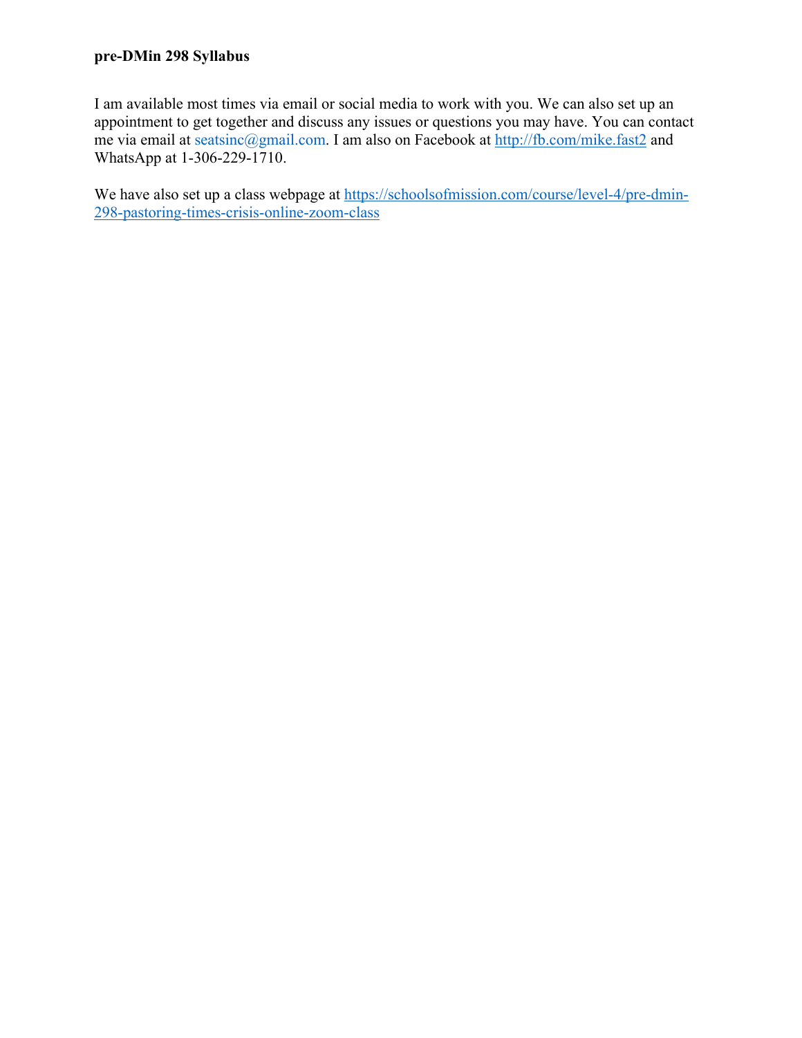**pre-DMin 298 Syllabus**

I am available most times via email or social media to work with you. We can also set up an appointment to get together and discuss any issues or questions you may have. You can contact me via email at seatsinc@gmail.com. I am also on Facebook at http://fb.com/mike.fast2 and WhatsApp at 1-306-229-1710.

We have also set up a class webpage at https://schoolsofmission.com/course/level-4/pre-dmin-298-pastoring-times-crisis-online-zoom-class